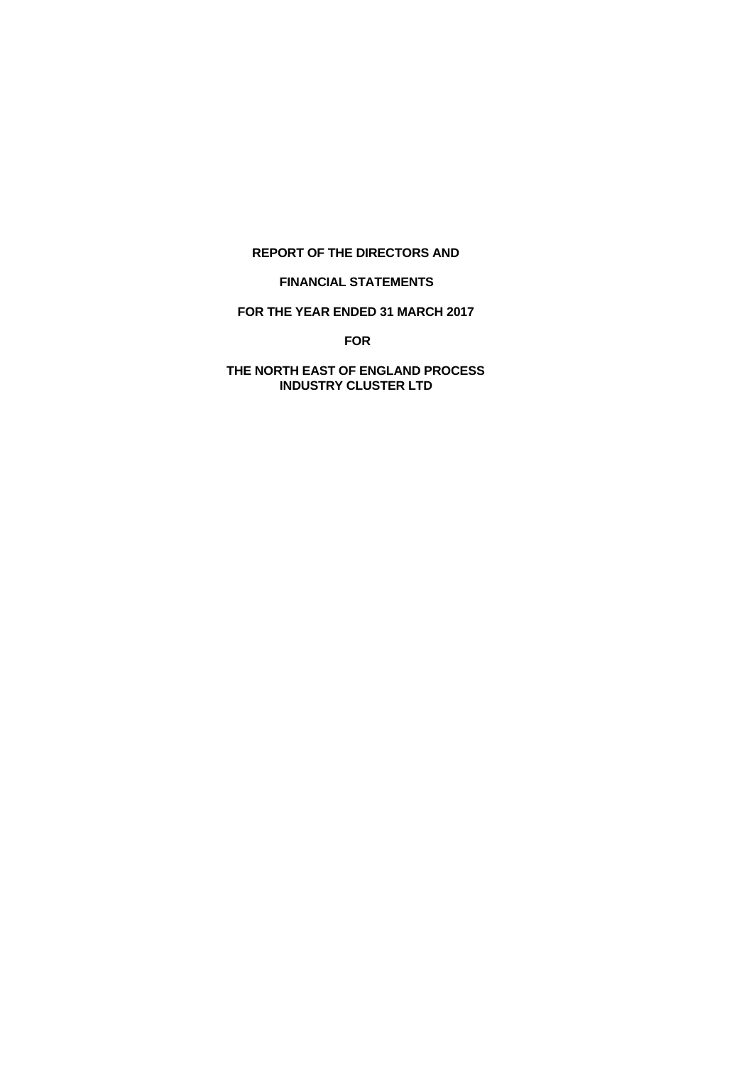**REPORT OF THE DIRECTORS AND**

**FINANCIAL STATEMENTS**

**FOR THE YEAR ENDED 31 MARCH 2017**

**FOR**

**THE NORTH EAST OF ENGLAND PROCESS INDUSTRY CLUSTER LTD**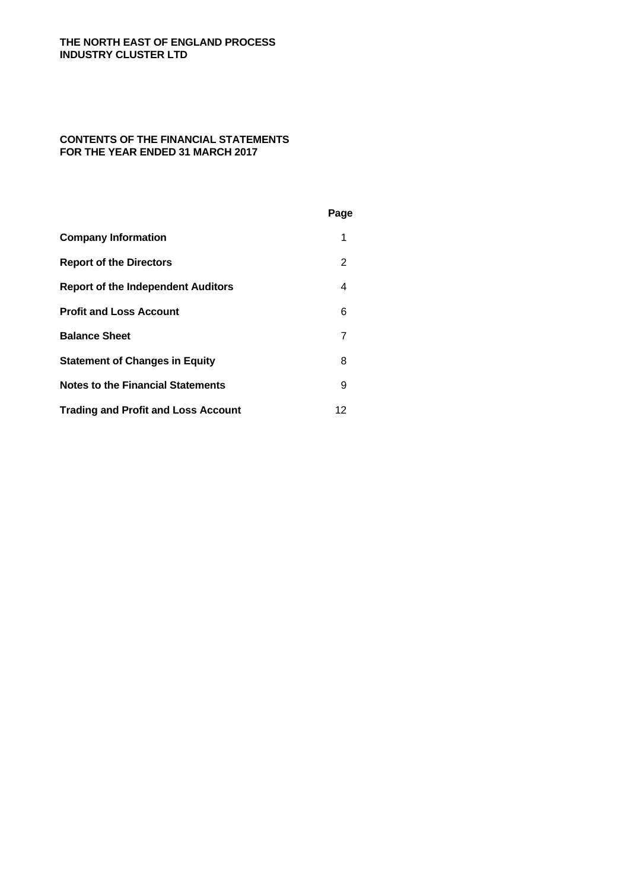**THE NORTH EAST OF ENGLAND PROCESS INDUSTRY CLUSTER LTD**

**CONTENTS OF THE FINANCIAL STATEMENTS FOR THE YEAR ENDED 31 MARCH 2017**

| | Page |
|---|---|
| **Company Information** | 1 |
| **Report of the Directors** | 2 |
| **Report of the Independent Auditors** | 4 |
| **Profit and Loss Account** | 6 |
| **Balance Sheet** | 7 |
| **Statement of Changes in Equity** | 8 |
| **Notes to the Financial Statements** | 9 |
| **Trading and Profit and Loss Account** | 12 |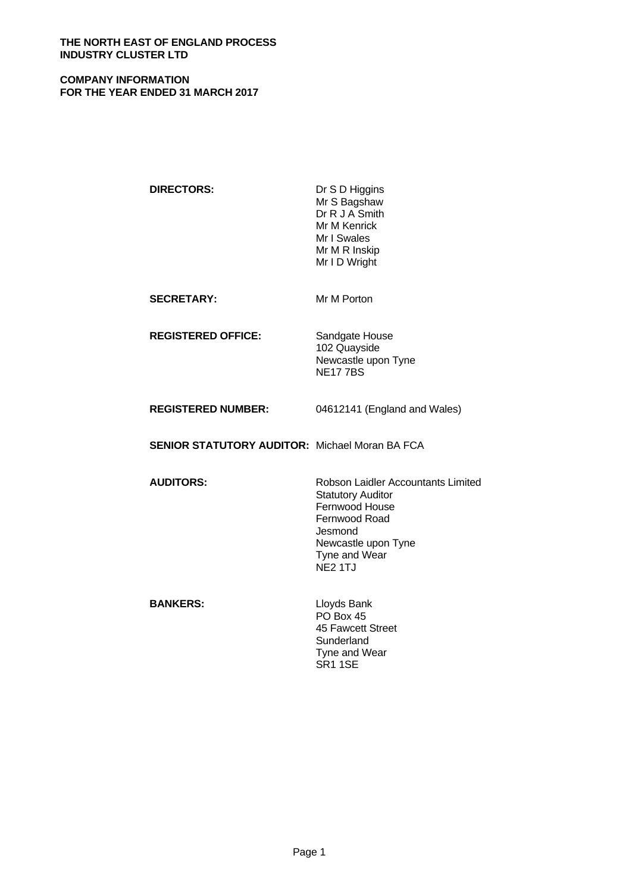**THE NORTH EAST OF ENGLAND PROCESS INDUSTRY CLUSTER LTD**

**COMPANY INFORMATION**
**FOR THE YEAR ENDED 31 MARCH 2017**

| | |
|---|---|
| **DIRECTORS:** | Dr S D Higgins<br>Mr S Bagshaw<br>Dr R J A Smith<br>Mr M Kenrick<br>Mr I Swales<br>Mr M R Inskip<br>Mr I D Wright |
| **SECRETARY:** | Mr M Porton |
| **REGISTERED OFFICE:** | Sandgate House<br>102 Quayside<br>Newcastle upon Tyne<br>NE17 7BS |
| **REGISTERED NUMBER:** | 04612141 (England and Wales) |
| **SENIOR STATUTORY AUDITOR:** | Michael Moran BA FCA |
| **AUDITORS:** | Robson Laidler Accountants Limited<br>Statutory Auditor<br>Fernwood House<br>Fernwood Road<br>Jesmond<br>Newcastle upon Tyne<br>Tyne and Wear<br>NE2 1TJ |
| **BANKERS:** | Lloyds Bank<br>PO Box 45<br>45 Fawcett Street<br>Sunderland<br>Tyne and Wear<br>SR1 1SE |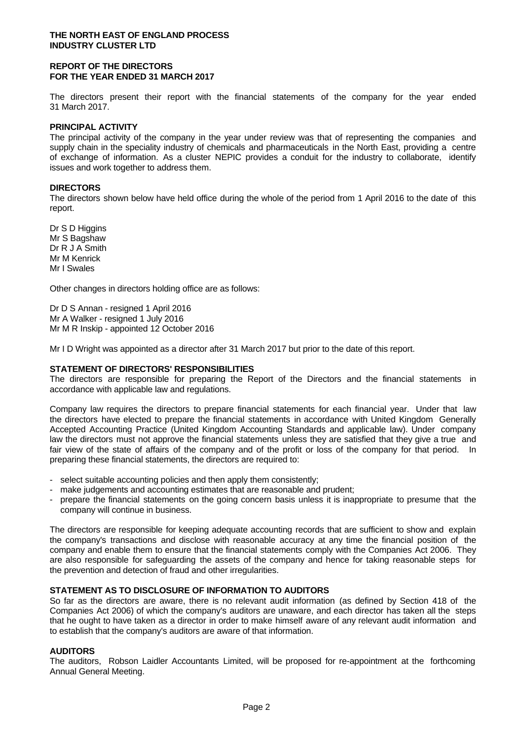**THE NORTH EAST OF ENGLAND PROCESS INDUSTRY CLUSTER LTD**

**REPORT OF THE DIRECTORS FOR THE YEAR ENDED 31 MARCH 2017**

The directors present their report with the financial statements of the company for the year ended 31 March 2017.

**PRINCIPAL ACTIVITY**

The principal activity of the company in the year under review was that of representing the companies and supply chain in the speciality industry of chemicals and pharmaceuticals in the North East, providing a centre of exchange of information. As a cluster NEPIC provides a conduit for the industry to collaborate, identify issues and work together to address them.

**DIRECTORS**

The directors shown below have held office during the whole of the period from 1 April 2016 to the date of this report.

Dr S D Higgins
Mr S Bagshaw
Dr R J A Smith
Mr M Kenrick
Mr I Swales

Other changes in directors holding office are as follows:

Dr D S Annan - resigned 1 April 2016
Mr A Walker - resigned 1 July 2016
Mr M R Inskip - appointed 12 October 2016

Mr I D Wright was appointed as a director after 31 March 2017 but prior to the date of this report.

**STATEMENT OF DIRECTORS' RESPONSIBILITIES**

The directors are responsible for preparing the Report of the Directors and the financial statements in accordance with applicable law and regulations.

Company law requires the directors to prepare financial statements for each financial year. Under that law the directors have elected to prepare the financial statements in accordance with United Kingdom Generally Accepted Accounting Practice (United Kingdom Accounting Standards and applicable law). Under company law the directors must not approve the financial statements unless they are satisfied that they give a true and fair view of the state of affairs of the company and of the profit or loss of the company for that period. In preparing these financial statements, the directors are required to:

- select suitable accounting policies and then apply them consistently;
- make judgements and accounting estimates that are reasonable and prudent;
- prepare the financial statements on the going concern basis unless it is inappropriate to presume that the company will continue in business.

The directors are responsible for keeping adequate accounting records that are sufficient to show and explain the company's transactions and disclose with reasonable accuracy at any time the financial position of the company and enable them to ensure that the financial statements comply with the Companies Act 2006. They are also responsible for safeguarding the assets of the company and hence for taking reasonable steps for the prevention and detection of fraud and other irregularities.

**STATEMENT AS TO DISCLOSURE OF INFORMATION TO AUDITORS**

So far as the directors are aware, there is no relevant audit information (as defined by Section 418 of the Companies Act 2006) of which the company's auditors are unaware, and each director has taken all the steps that he ought to have taken as a director in order to make himself aware of any relevant audit information and to establish that the company's auditors are aware of that information.

**AUDITORS**

The auditors, Robson Laidler Accountants Limited, will be proposed for re-appointment at the forthcoming Annual General Meeting.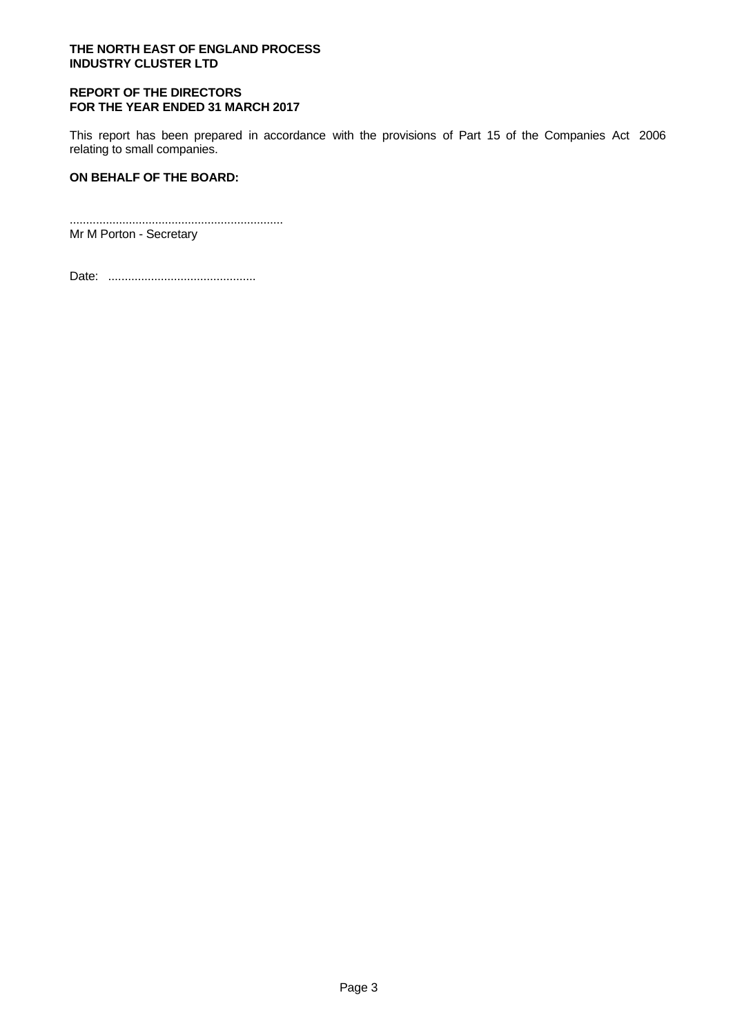**THE NORTH EAST OF ENGLAND PROCESS INDUSTRY CLUSTER LTD**

**REPORT OF THE DIRECTORS FOR THE YEAR ENDED 31 MARCH 2017**

This report has been prepared in accordance with the provisions of Part 15 of the Companies Act 2006 relating to small companies.

**ON BEHALF OF THE BOARD:**

................................................................
Mr M Porton - Secretary

Date: .............................................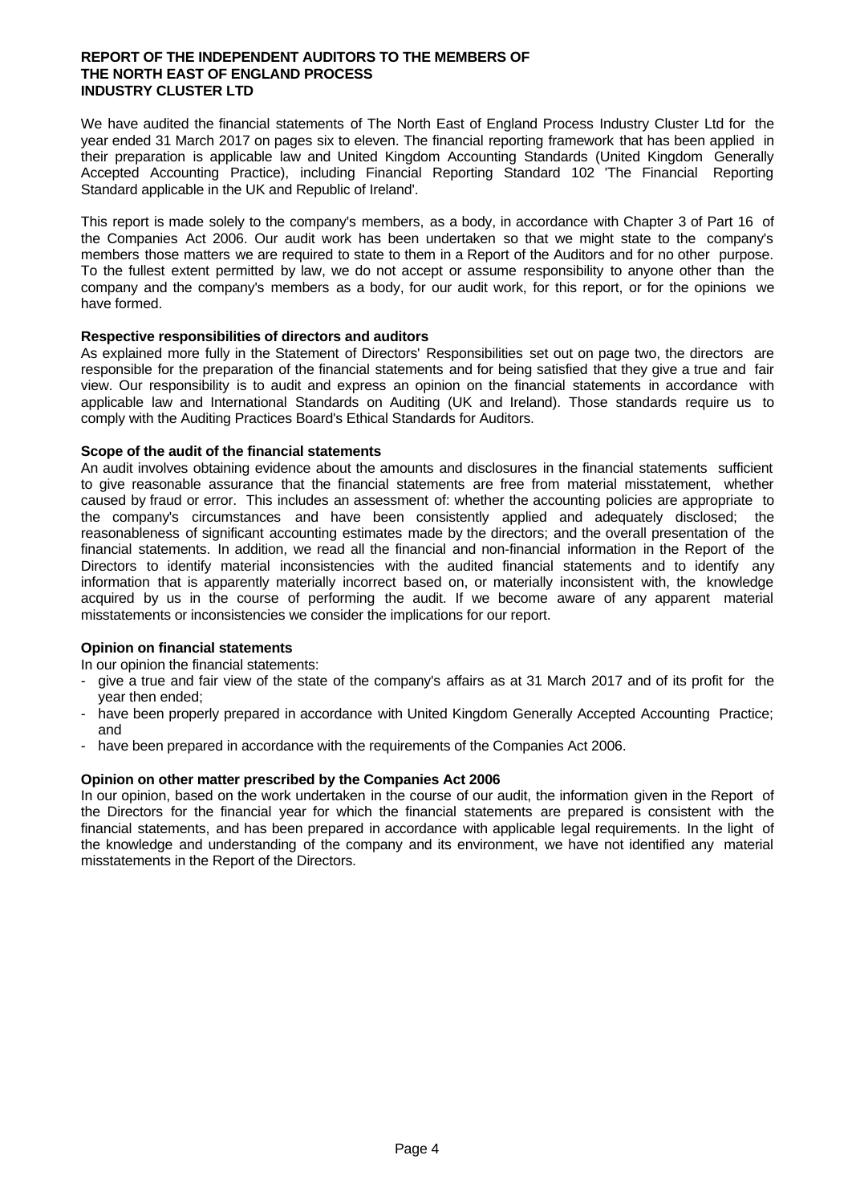# REPORT OF THE INDEPENDENT AUDITORS TO THE MEMBERS OF THE NORTH EAST OF ENGLAND PROCESS INDUSTRY CLUSTER LTD

We have audited the financial statements of The North East of England Process Industry Cluster Ltd for the year ended 31 March 2017 on pages six to eleven. The financial reporting framework that has been applied in their preparation is applicable law and United Kingdom Accounting Standards (United Kingdom Generally Accepted Accounting Practice), including Financial Reporting Standard 102 'The Financial Reporting Standard applicable in the UK and Republic of Ireland'.

This report is made solely to the company's members, as a body, in accordance with Chapter 3 of Part 16 of the Companies Act 2006. Our audit work has been undertaken so that we might state to the company's members those matters we are required to state to them in a Report of the Auditors and for no other purpose. To the fullest extent permitted by law, we do not accept or assume responsibility to anyone other than the company and the company's members as a body, for our audit work, for this report, or for the opinions we have formed.

**Respective responsibilities of directors and auditors**

As explained more fully in the Statement of Directors' Responsibilities set out on page two, the directors are responsible for the preparation of the financial statements and for being satisfied that they give a true and fair view. Our responsibility is to audit and express an opinion on the financial statements in accordance with applicable law and International Standards on Auditing (UK and Ireland). Those standards require us to comply with the Auditing Practices Board's Ethical Standards for Auditors.

**Scope of the audit of the financial statements**

An audit involves obtaining evidence about the amounts and disclosures in the financial statements sufficient to give reasonable assurance that the financial statements are free from material misstatement, whether caused by fraud or error. This includes an assessment of: whether the accounting policies are appropriate to the company's circumstances and have been consistently applied and adequately disclosed; the reasonableness of significant accounting estimates made by the directors; and the overall presentation of the financial statements. In addition, we read all the financial and non-financial information in the Report of the Directors to identify material inconsistencies with the audited financial statements and to identify any information that is apparently materially incorrect based on, or materially inconsistent with, the knowledge acquired by us in the course of performing the audit. If we become aware of any apparent material misstatements or inconsistencies we consider the implications for our report.

**Opinion on financial statements**

In our opinion the financial statements:

- give a true and fair view of the state of the company's affairs as at 31 March 2017 and of its profit for the year then ended;
- have been properly prepared in accordance with United Kingdom Generally Accepted Accounting Practice; and
- have been prepared in accordance with the requirements of the Companies Act 2006.

**Opinion on other matter prescribed by the Companies Act 2006**

In our opinion, based on the work undertaken in the course of our audit, the information given in the Report of the Directors for the financial year for which the financial statements are prepared is consistent with the financial statements, and has been prepared in accordance with applicable legal requirements. In the light of the knowledge and understanding of the company and its environment, we have not identified any material misstatements in the Report of the Directors.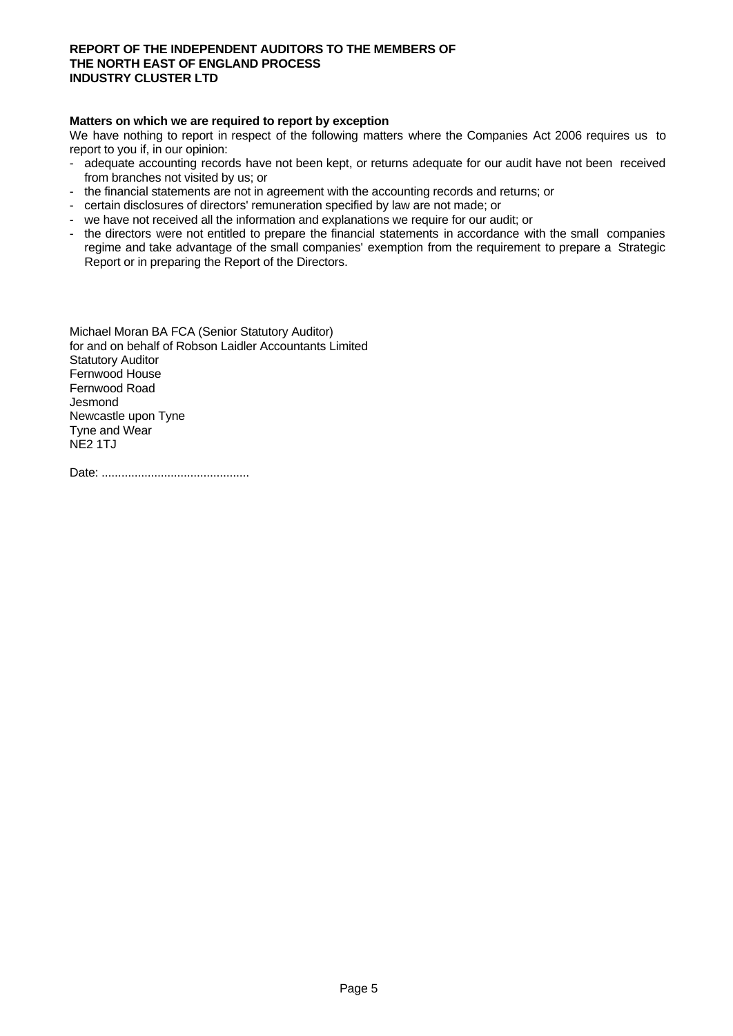**REPORT OF THE INDEPENDENT AUDITORS TO THE MEMBERS OF THE NORTH EAST OF ENGLAND PROCESS INDUSTRY CLUSTER LTD**

**Matters on which we are required to report by exception**

We have nothing to report in respect of the following matters where the Companies Act 2006 requires us to report to you if, in our opinion:

- adequate accounting records have not been kept, or returns adequate for our audit have not been received from branches not visited by us; or
- the financial statements are not in agreement with the accounting records and returns; or
- certain disclosures of directors' remuneration specified by law are not made; or
- we have not received all the information and explanations we require for our audit; or
- the directors were not entitled to prepare the financial statements in accordance with the small companies regime and take advantage of the small companies' exemption from the requirement to prepare a Strategic Report or in preparing the Report of the Directors.

Michael Moran BA FCA (Senior Statutory Auditor)
for and on behalf of Robson Laidler Accountants Limited
Statutory Auditor
Fernwood House
Fernwood Road
Jesmond
Newcastle upon Tyne
Tyne and Wear
NE2 1TJ

Date: ............................................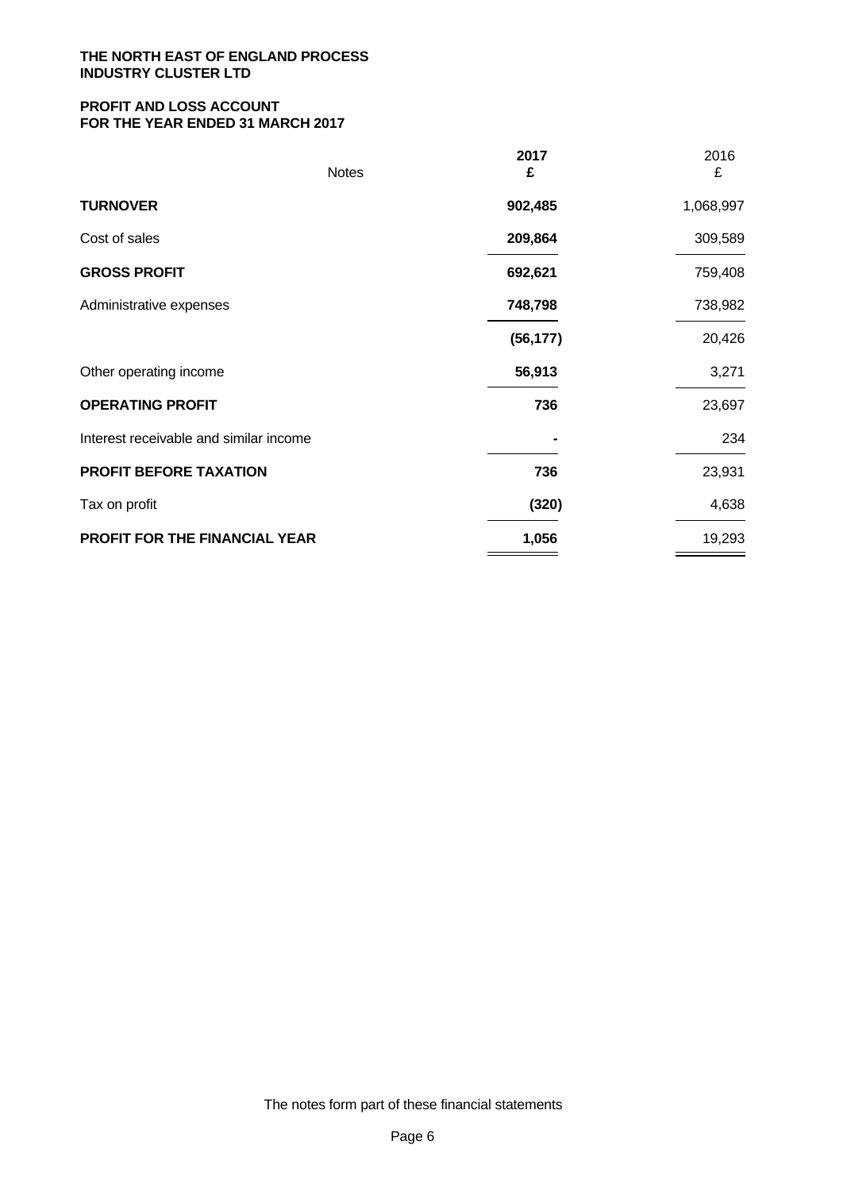**THE NORTH EAST OF ENGLAND PROCESS INDUSTRY CLUSTER LTD**

**PROFIT AND LOSS ACCOUNT**
**FOR THE YEAR ENDED 31 MARCH 2017**

| | Notes | 2017<br>£ | 2016<br>£ |
|---|---|---|---|
| **TURNOVER** | | **902,485** | 1,068,997 |
| Cost of sales | | **209,864** | 309,589 |
| **GROSS PROFIT** | | **692,621** | 759,408 |
| Administrative expenses | | **748,798** | 738,982 |
| | | **(56,177)** | 20,426 |
| Other operating income | | **56,913** | 3,271 |
| **OPERATING PROFIT** | | **736** | 23,697 |
| Interest receivable and similar income | | **-** | 234 |
| **PROFIT BEFORE TAXATION** | | **736** | 23,931 |
| Tax on profit | | **(320)** | 4,638 |
| **PROFIT FOR THE FINANCIAL YEAR** | | **1,056** | 19,293 |

The notes form part of these financial statements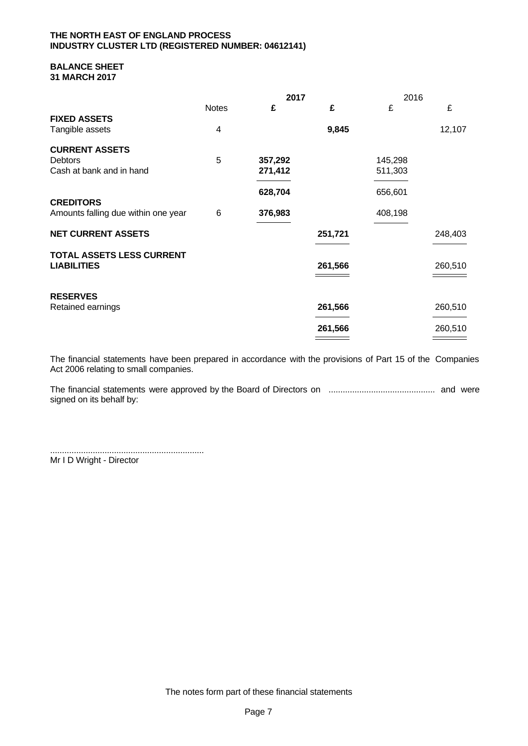**THE NORTH EAST OF ENGLAND PROCESS INDUSTRY CLUSTER LTD (REGISTERED NUMBER: 04612141)**

**BALANCE SHEET**
**31 MARCH 2017**

| | Notes | **2017** £ | **2017** £ | 2016 £ | 2016 £ |
|---|---|---|---|---|---|
| **FIXED ASSETS** | | | | | |
| Tangible assets | 4 | | **9,845** | | 12,107 |
| **CURRENT ASSETS** | | | | | |
| Debtors | 5 | **357,292** | | 145,298 | |
| Cash at bank and in hand | | **271,412** | | 511,303 | |
| | | **628,704** | | 656,601 | |
| **CREDITORS** | | | | | |
| Amounts falling due within one year | 6 | **376,983** | | 408,198 | |
| **NET CURRENT ASSETS** | | | **251,721** | | 248,403 |
| **TOTAL ASSETS LESS CURRENT LIABILITIES** | | | **261,566** | | 260,510 |
| **RESERVES** | | | | | |
| Retained earnings | | | **261,566** | | 260,510 |
| | | | **261,566** | | 260,510 |

The financial statements have been prepared in accordance with the provisions of Part 15 of the Companies Act 2006 relating to small companies.

The financial statements were approved by the Board of Directors on ............................................ and were signed on its behalf by:

.................................................................
Mr I D Wright - Director

The notes form part of these financial statements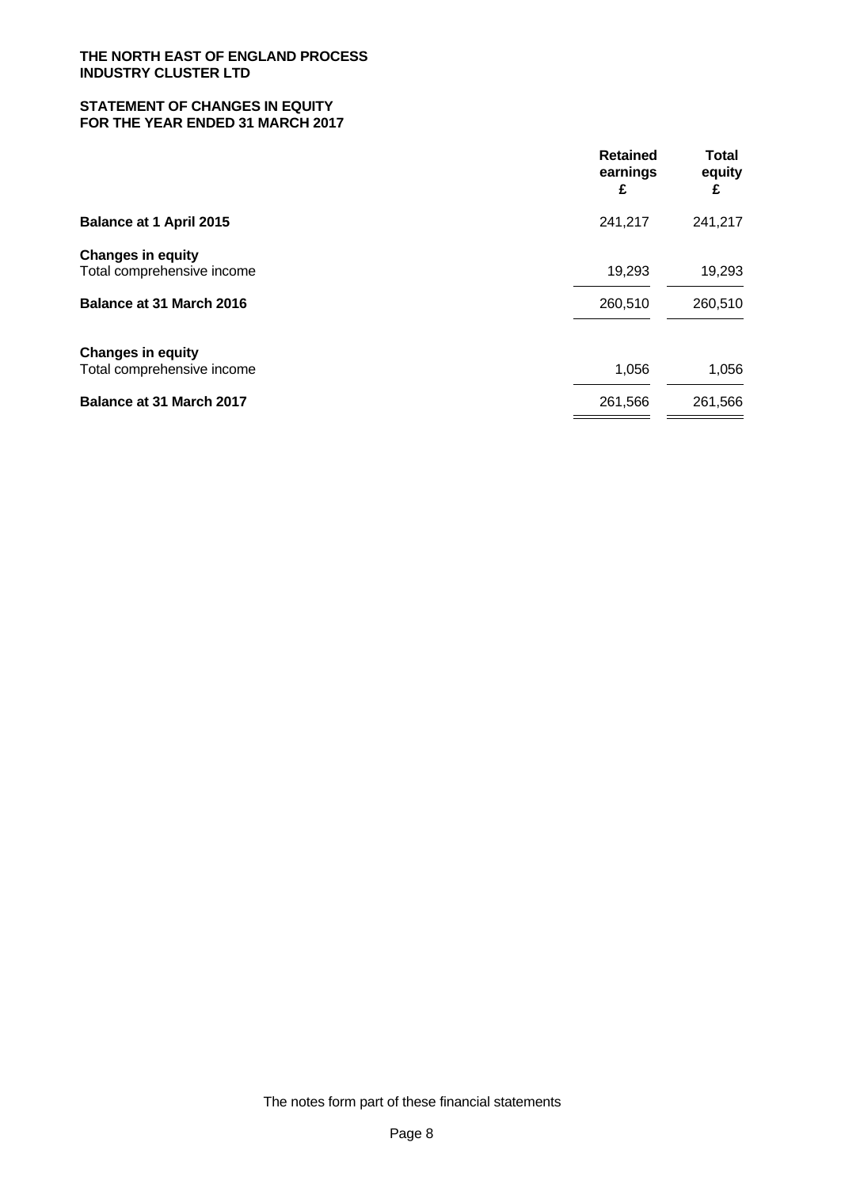**THE NORTH EAST OF ENGLAND PROCESS INDUSTRY CLUSTER LTD**

**STATEMENT OF CHANGES IN EQUITY FOR THE YEAR ENDED 31 MARCH 2017**

| | Retained earnings £ | Total equity £ |
|---|---|---|
| **Balance at 1 April 2015** | 241,217 | 241,217 |
| **Changes in equity** | | |
| Total comprehensive income | 19,293 | 19,293 |
| **Balance at 31 March 2016** | 260,510 | 260,510 |
| **Changes in equity** | | |
| Total comprehensive income | 1,056 | 1,056 |
| **Balance at 31 March 2017** | 261,566 | 261,566 |

The notes form part of these financial statements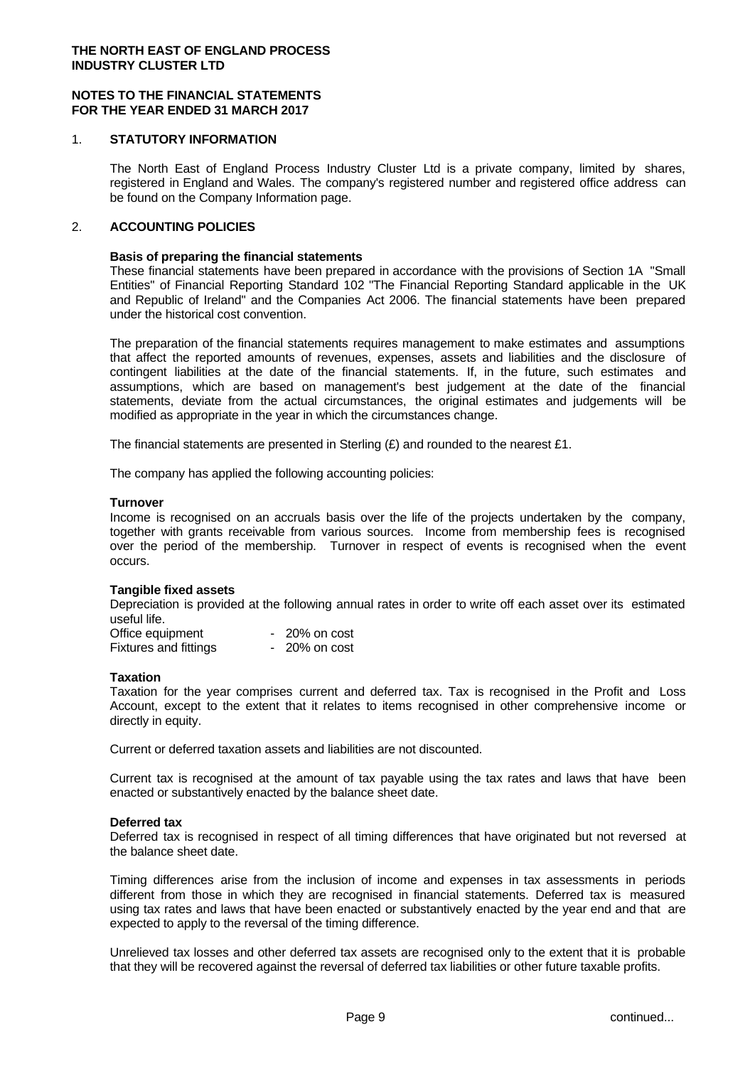**THE NORTH EAST OF ENGLAND PROCESS INDUSTRY CLUSTER LTD**

**NOTES TO THE FINANCIAL STATEMENTS FOR THE YEAR ENDED 31 MARCH 2017**

## 1. STATUTORY INFORMATION

The North East of England Process Industry Cluster Ltd is a private company, limited by shares, registered in England and Wales. The company's registered number and registered office address can be found on the Company Information page.

## 2. ACCOUNTING POLICIES

**Basis of preparing the financial statements**

These financial statements have been prepared in accordance with the provisions of Section 1A "Small Entities" of Financial Reporting Standard 102 "The Financial Reporting Standard applicable in the UK and Republic of Ireland" and the Companies Act 2006. The financial statements have been prepared under the historical cost convention.

The preparation of the financial statements requires management to make estimates and assumptions that affect the reported amounts of revenues, expenses, assets and liabilities and the disclosure of contingent liabilities at the date of the financial statements. If, in the future, such estimates and assumptions, which are based on management's best judgement at the date of the financial statements, deviate from the actual circumstances, the original estimates and judgements will be modified as appropriate in the year in which the circumstances change.

The financial statements are presented in Sterling (£) and rounded to the nearest £1.

The company has applied the following accounting policies:

**Turnover**

Income is recognised on an accruals basis over the life of the projects undertaken by the company, together with grants receivable from various sources. Income from membership fees is recognised over the period of the membership. Turnover in respect of events is recognised when the event occurs.

**Tangible fixed assets**

Depreciation is provided at the following annual rates in order to write off each asset over its estimated useful life.

| | |
|---|---|
| Office equipment | - 20% on cost |
| Fixtures and fittings | - 20% on cost |

**Taxation**

Taxation for the year comprises current and deferred tax. Tax is recognised in the Profit and Loss Account, except to the extent that it relates to items recognised in other comprehensive income or directly in equity.

Current or deferred taxation assets and liabilities are not discounted.

Current tax is recognised at the amount of tax payable using the tax rates and laws that have been enacted or substantively enacted by the balance sheet date.

**Deferred tax**

Deferred tax is recognised in respect of all timing differences that have originated but not reversed at the balance sheet date.

Timing differences arise from the inclusion of income and expenses in tax assessments in periods different from those in which they are recognised in financial statements. Deferred tax is measured using tax rates and laws that have been enacted or substantively enacted by the year end and that are expected to apply to the reversal of the timing difference.

Unrelieved tax losses and other deferred tax assets are recognised only to the extent that it is probable that they will be recovered against the reversal of deferred tax liabilities or other future taxable profits.

continued...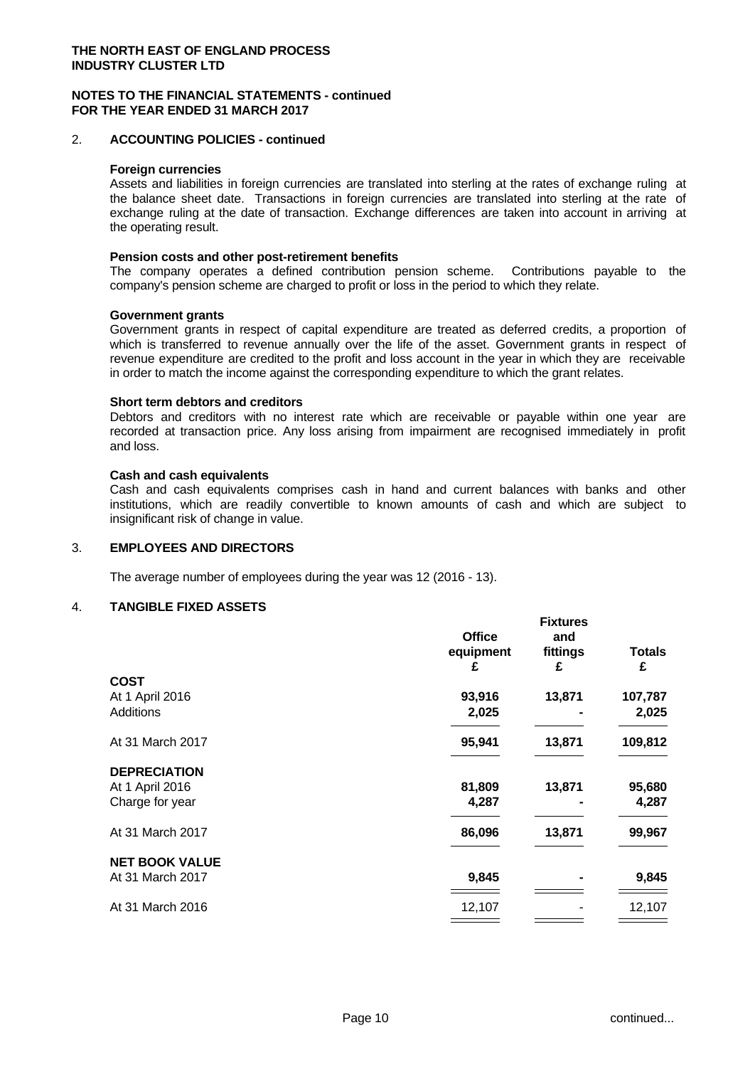## NOTES TO THE FINANCIAL STATEMENTS - continued
## FOR THE YEAR ENDED 31 MARCH 2017

### 2. ACCOUNTING POLICIES - continued

**Foreign currencies**
Assets and liabilities in foreign currencies are translated into sterling at the rates of exchange ruling at the balance sheet date. Transactions in foreign currencies are translated into sterling at the rate of exchange ruling at the date of transaction. Exchange differences are taken into account in arriving at the operating result.

**Pension costs and other post-retirement benefits**
The company operates a defined contribution pension scheme. Contributions payable to the company's pension scheme are charged to profit or loss in the period to which they relate.

**Government grants**
Government grants in respect of capital expenditure are treated as deferred credits, a proportion of which is transferred to revenue annually over the life of the asset. Government grants in respect of revenue expenditure are credited to the profit and loss account in the year in which they are receivable in order to match the income against the corresponding expenditure to which the grant relates.

**Short term debtors and creditors**
Debtors and creditors with no interest rate which are receivable or payable within one year are recorded at transaction price. Any loss arising from impairment are recognised immediately in profit and loss.

**Cash and cash equivalents**
Cash and cash equivalents comprises cash in hand and current balances with banks and other institutions, which are readily convertible to known amounts of cash and which are subject to insignificant risk of change in value.

### 3. EMPLOYEES AND DIRECTORS

The average number of employees during the year was 12 (2016 - 13).

### 4. TANGIBLE FIXED ASSETS

| | Office equipment £ | Fixtures and fittings £ | Totals £ |
|---|---|---|---|
| **COST** | | | |
| At 1 April 2016 | **93,916** | **13,871** | **107,787** |
| Additions | **2,025** | **-** | **2,025** |
| At 31 March 2017 | **95,941** | **13,871** | **109,812** |
| **DEPRECIATION** | | | |
| At 1 April 2016 | **81,809** | **13,871** | **95,680** |
| Charge for year | **4,287** | **-** | **4,287** |
| At 31 March 2017 | **86,096** | **13,871** | **99,967** |
| **NET BOOK VALUE** | | | |
| At 31 March 2017 | **9,845** | **-** | **9,845** |
| At 31 March 2016 | 12,107 | - | 12,107 |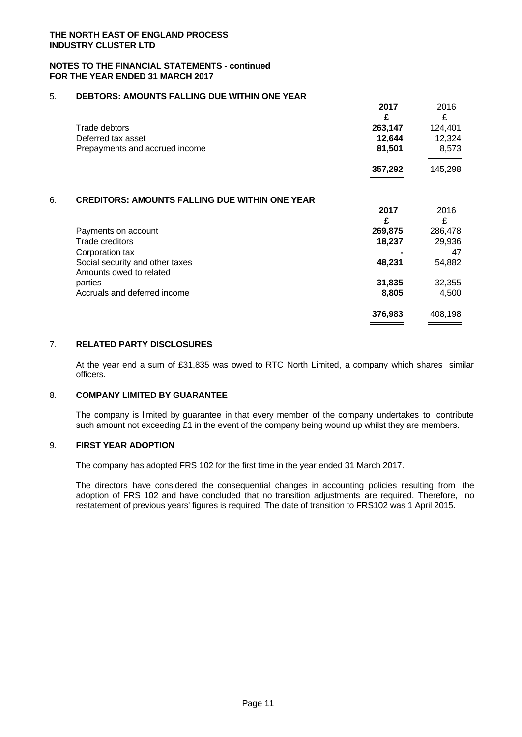**THE NORTH EAST OF ENGLAND PROCESS INDUSTRY CLUSTER LTD**

**NOTES TO THE FINANCIAL STATEMENTS - continued FOR THE YEAR ENDED 31 MARCH 2017**

## 5. DEBTORS: AMOUNTS FALLING DUE WITHIN ONE YEAR

| | **2017** | 2016 |
|---|---|---|
| | **£** | £ |
| Trade debtors | **263,147** | 124,401 |
| Deferred tax asset | **12,644** | 12,324 |
| Prepayments and accrued income | **81,501** | 8,573 |
| | **357,292** | 145,298 |

## 6. CREDITORS: AMOUNTS FALLING DUE WITHIN ONE YEAR

| | **2017** | 2016 |
|---|---|---|
| | **£** | £ |
| Payments on account | **269,875** | 286,478 |
| Trade creditors | **18,237** | 29,936 |
| Corporation tax | **-** | 47 |
| Social security and other taxes | **48,231** | 54,882 |
| Amounts owed to related parties | **31,835** | 32,355 |
| Accruals and deferred income | **8,805** | 4,500 |
| | **376,983** | 408,198 |

## 7. RELATED PARTY DISCLOSURES

At the year end a sum of £31,835 was owed to RTC North Limited, a company which shares similar officers.

## 8. COMPANY LIMITED BY GUARANTEE

The company is limited by guarantee in that every member of the company undertakes to contribute such amount not exceeding £1 in the event of the company being wound up whilst they are members.

## 9. FIRST YEAR ADOPTION

The company has adopted FRS 102 for the first time in the year ended 31 March 2017.

The directors have considered the consequential changes in accounting policies resulting from the adoption of FRS 102 and have concluded that no transition adjustments are required. Therefore, no restatement of previous years' figures is required. The date of transition to FRS102 was 1 April 2015.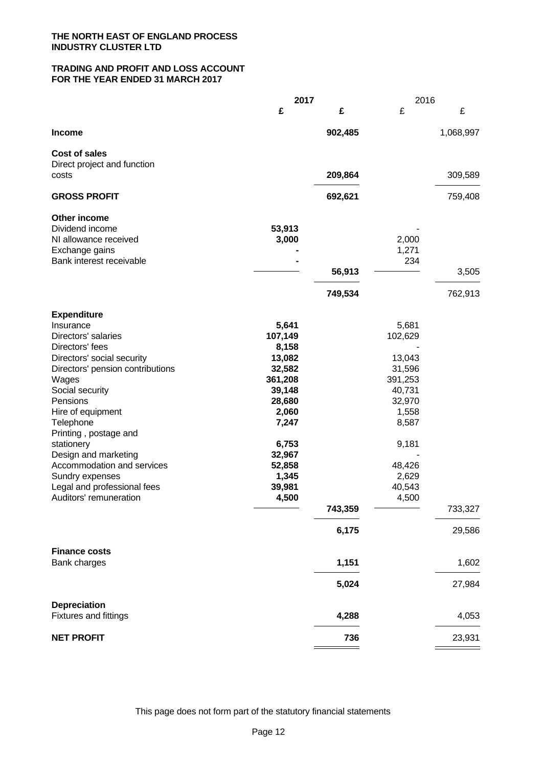# THE NORTH EAST OF ENGLAND PROCESS INDUSTRY CLUSTER LTD

## TRADING AND PROFIT AND LOSS ACCOUNT FOR THE YEAR ENDED 31 MARCH 2017

| | 2017 | | 2016 | |
|---|---|---|---|---|
| | £ | £ | £ | £ |
| **Income** | | **902,485** | | 1,068,997 |
| **Cost of sales** | | | | |
| Direct project and function costs | | **209,864** | | 309,589 |
| **GROSS PROFIT** | | **692,621** | | 759,408 |
| **Other income** | | | | |
| Dividend income | **53,913** | | - | |
| NI allowance received | **3,000** | | 2,000 | |
| Exchange gains | **-** | | 1,271 | |
| Bank interest receivable | **-** | | 234 | |
| | | **56,913** | | 3,505 |
| | | **749,534** | | 762,913 |
| **Expenditure** | | | | |
| Insurance | **5,641** | | 5,681 | |
| Directors' salaries | **107,149** | | 102,629 | |
| Directors' fees | **8,158** | | - | |
| Directors' social security | **13,082** | | 13,043 | |
| Directors' pension contributions | **32,582** | | 31,596 | |
| Wages | **361,208** | | 391,253 | |
| Social security | **39,148** | | 40,731 | |
| Pensions | **28,680** | | 32,970 | |
| Hire of equipment | **2,060** | | 1,558 | |
| Telephone | **7,247** | | 8,587 | |
| Printing , postage and stationery | **6,753** | | 9,181 | |
| Design and marketing | **32,967** | | - | |
| Accommodation and services | **52,858** | | 48,426 | |
| Sundry expenses | **1,345** | | 2,629 | |
| Legal and professional fees | **39,981** | | 40,543 | |
| Auditors' remuneration | **4,500** | | 4,500 | |
| | | **743,359** | | 733,327 |
| | | **6,175** | | 29,586 |
| **Finance costs** | | | | |
| Bank charges | | **1,151** | | 1,602 |
| | | **5,024** | | 27,984 |
| **Depreciation** | | | | |
| Fixtures and fittings | | **4,288** | | 4,053 |
| **NET PROFIT** | | **736** | | 23,931 |

This page does not form part of the statutory financial statements